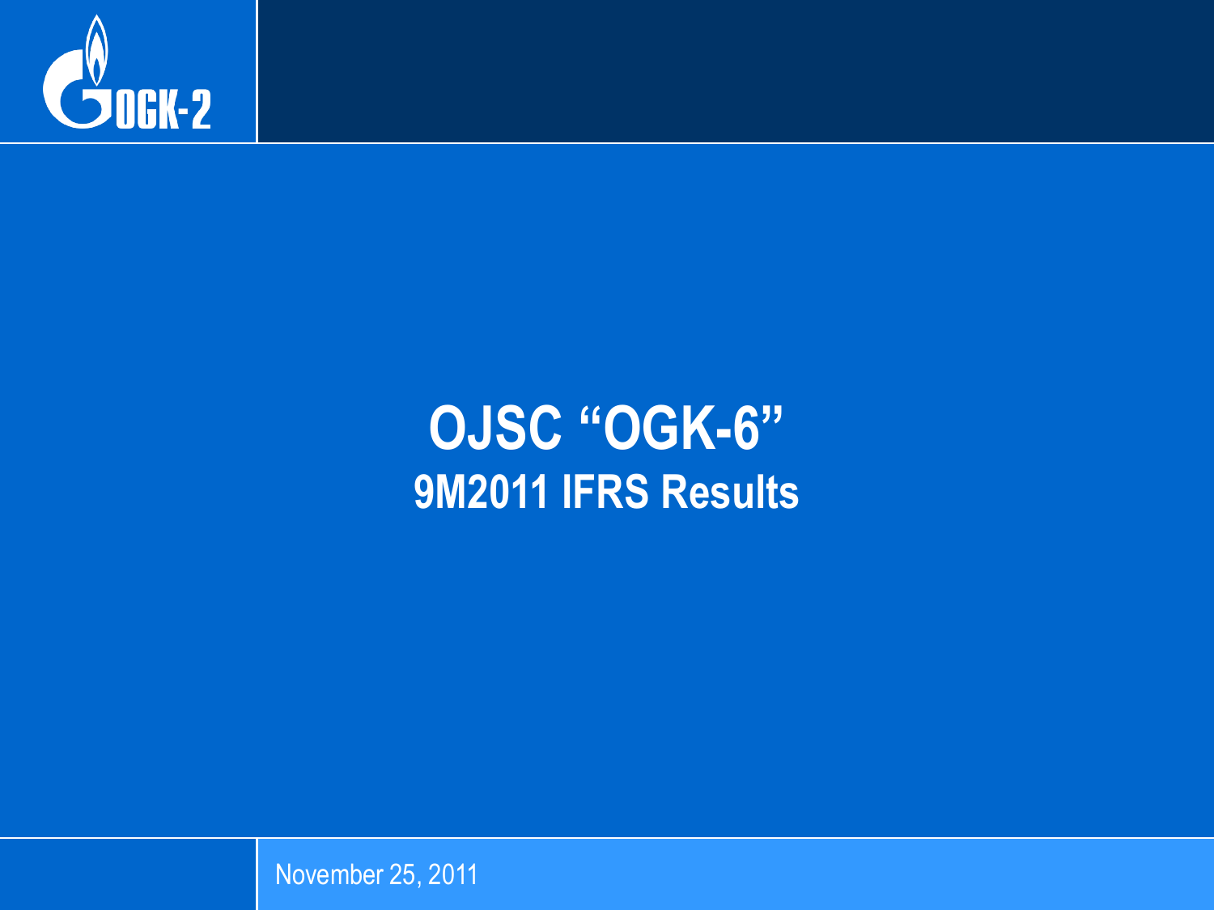OGK-2

# OJSC "OGK-6"

## 9M2011 IFRS Results

November 25, 2011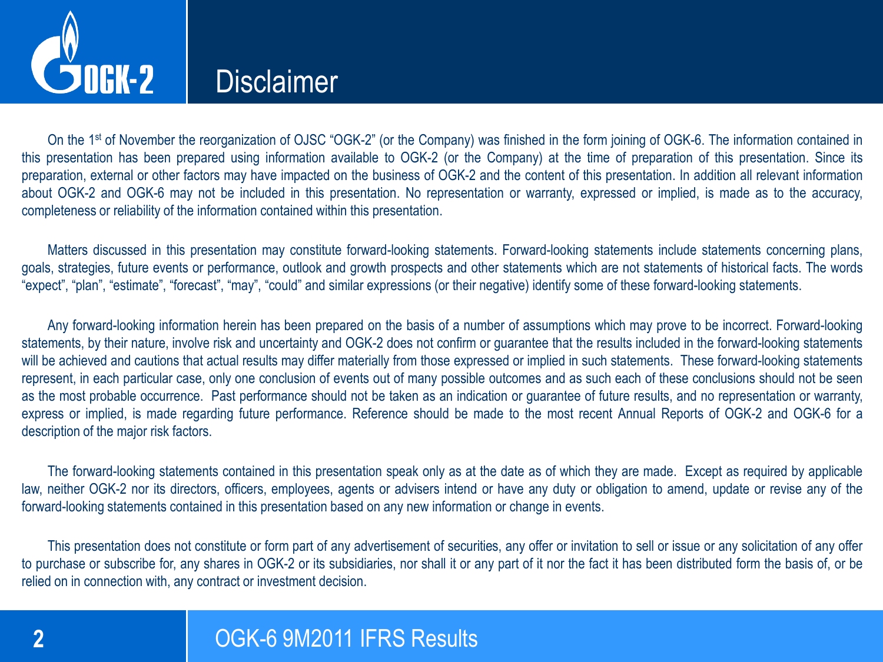# Disclaimer

On the 1st of November the reorganization of OJSC "OGK-2" (or the Company) was finished in the form joining of OGK-6. The information contained in this presentation has been prepared using information available to OGK-2 (or the Company) at the time of preparation of this presentation. Since its preparation, external or other factors may have impacted on the business of OGK-2 and the content of this presentation. In addition all relevant information about OGK-2 and OGK-6 may not be included in this presentation. No representation or warranty, expressed or implied, is made as to the accuracy, completeness or reliability of the information contained within this presentation.

Matters discussed in this presentation may constitute forward-looking statements. Forward-looking statements include statements concerning plans, goals, strategies, future events or performance, outlook and growth prospects and other statements which are not statements of historical facts. The words "expect", "plan", "estimate", "forecast", "may", "could" and similar expressions (or their negative) identify some of these forward-looking statements.

Any forward-looking information herein has been prepared on the basis of a number of assumptions which may prove to be incorrect. Forward-looking statements, by their nature, involve risk and uncertainty and OGK-2 does not confirm or guarantee that the results included in the forward-looking statements will be achieved and cautions that actual results may differ materially from those expressed or implied in such statements. These forward-looking statements represent, in each particular case, only one conclusion of events out of many possible outcomes and as such each of these conclusions should not be seen as the most probable occurrence. Past performance should not be taken as an indication or guarantee of future results, and no representation or warranty, express or implied, is made regarding future performance. Reference should be made to the most recent Annual Reports of OGK-2 and OGK-6 for a description of the major risk factors.

The forward-looking statements contained in this presentation speak only as at the date as of which they are made. Except as required by applicable law, neither OGK-2 nor its directors, officers, employees, agents or advisers intend or have any duty or obligation to amend, update or revise any of the forward-looking statements contained in this presentation based on any new information or change in events.

This presentation does not constitute or form part of any advertisement of securities, any offer or invitation to sell or issue or any solicitation of any offer to purchase or subscribe for, any shares in OGK-2 or its subsidiaries, nor shall it or any part of it nor the fact it has been distributed form the basis of, or be relied on in connection with, any contract or investment decision.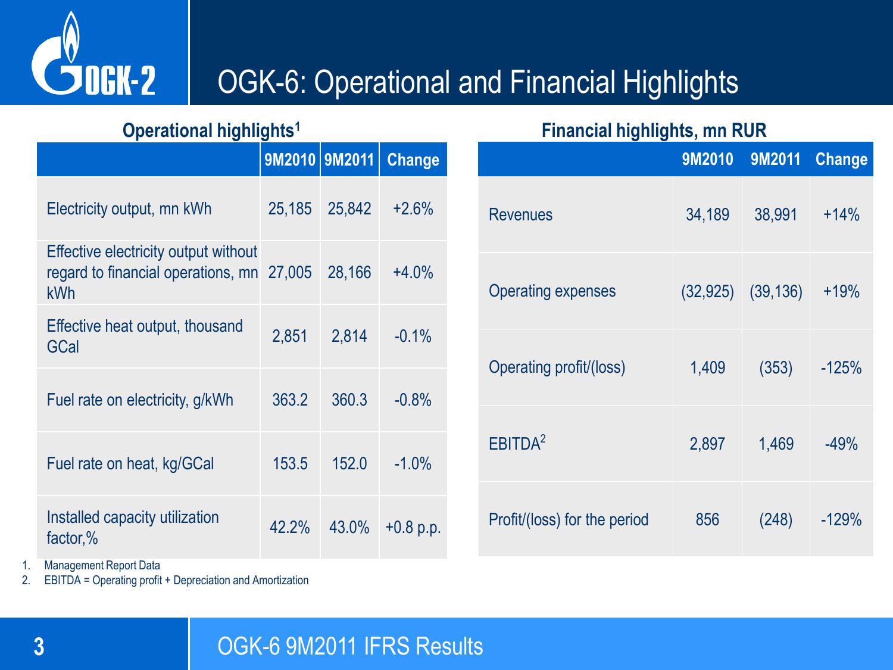# OGK-6: Operational and Financial Highlights

## Operational highlights[1]

| | 9M2010 | 9M2011 | Change |
|---|---|---|---|
| Electricity output, mn kWh | 25,185 | 25,842 | +2.6% |
| Effective electricity output without regard to financial operations, mn kWh | 27,005 | 28,166 | +4.0% |
| Effective heat output, thousand GCal | 2,851 | 2,814 | -0.1% |
| Fuel rate on electricity, g/kWh | 363.2 | 360.3 | -0.8% |
| Fuel rate on heat, kg/GCal | 153.5 | 152.0 | -1.0% |
| Installed capacity utilization factor,% | 42.2% | 43.0% | +0.8 p.p. |

## Financial highlights, mn RUR

| | 9M2010 | 9M2011 | Change |
|---|---|---|---|
| Revenues | 34,189 | 38,991 | +14% |
| Operating expenses | (32,925) | (39,136) | +19% |
| Operating profit/(loss) | 1,409 | (353) | -125% |
| EBITDA[2] | 2,897 | 1,469 | -49% |
| Profit/(loss) for the period | 856 | (248) | -129% |

1. Management Report Data
2. EBITDA = Operating profit + Depreciation and Amortization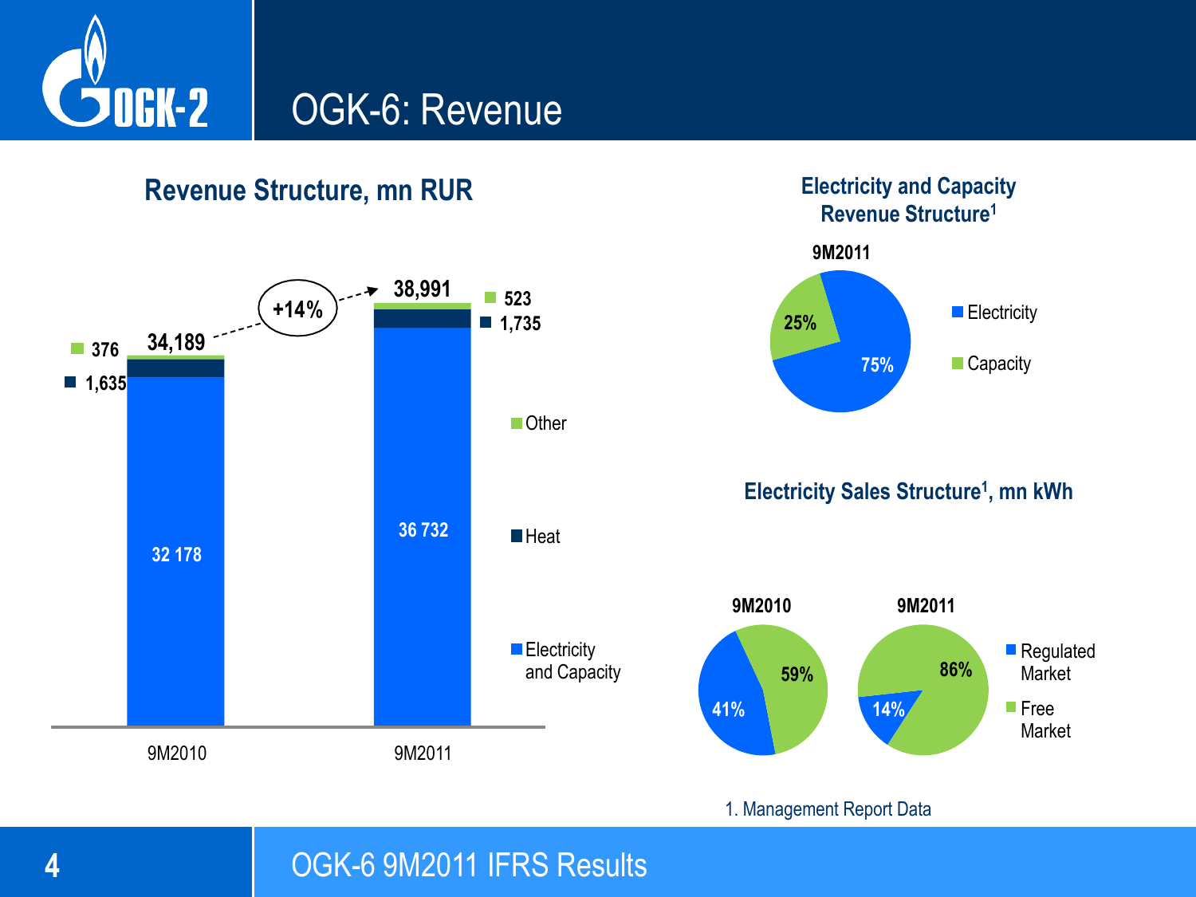# OGK-6: Revenue

## Revenue Structure, mn RUR

| | 9M2010 | 9M2011 |
|---|---|---|
| Electricity and Capacity | 32 178 | 36 732 |
| Heat | 1,635 | 1,735 |
| Other | 376 | 523 |
| Total | 34,189 | 38,991 |

+14%

## Electricity and Capacity Revenue Structure[1]

**9M2011**

| | 9M2011 |
|---|---|
| Electricity | 75% |
| Capacity | 25% |

## Electricity Sales Structure[1], mn kWh

| | 9M2010 | 9M2011 |
|---|---|---|
| Regulated Market | 41% | 14% |
| Free Market | 59% | 86% |

1. Management Report Data

OGK-6 9M2011 IFRS Results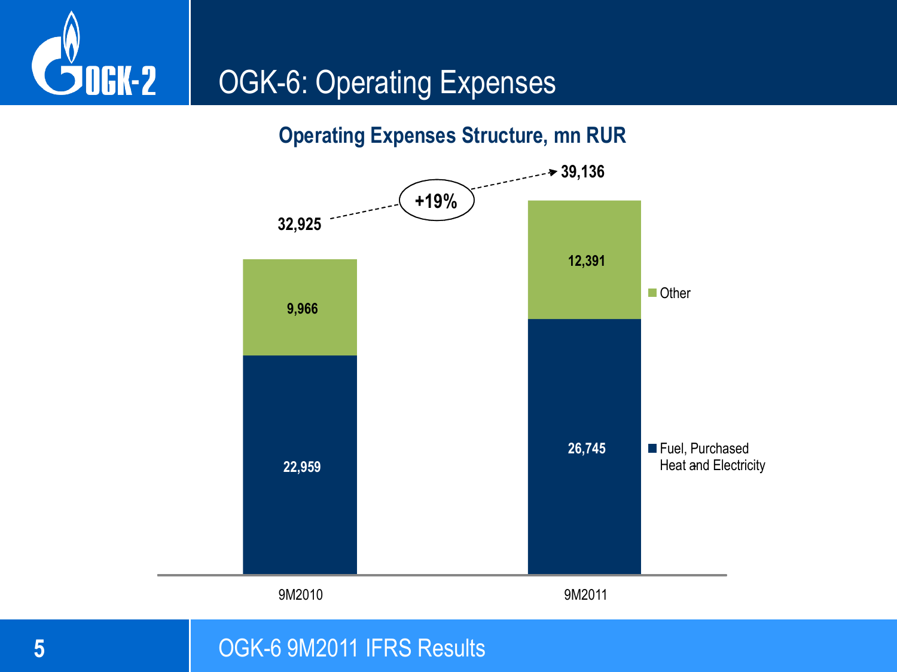# OGK-6: Operating Expenses

## Operating Expenses Structure, mn RUR

| | 9M2010 | 9M2011 |
|---|---|---|
| Fuel, Purchased Heat and Electricity | 22,959 | 26,745 |
| Other | 9,966 | 12,391 |
| **Total** | **32,925** | **39,136** |

+19%

OGK-6 9M2011 IFRS Results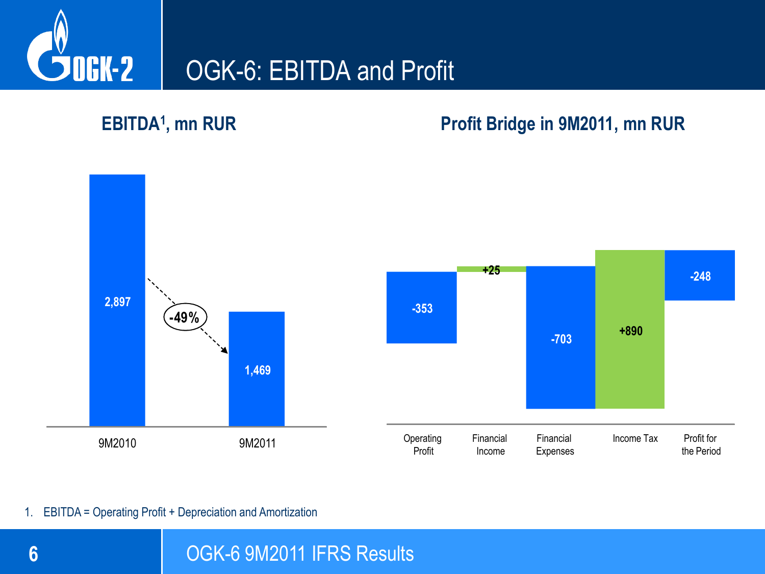# OGK-6: EBITDA and Profit

## EBITDA[1], mn RUR

| | 9M2010 | 9M2011 |
|---|---|---|
| EBITDA | 2,897 | 1,469 |

Change: -49%

## Profit Bridge in 9M2011, mn RUR

| Operating Profit | Financial Income | Financial Expenses | Income Tax | Profit for the Period |
|---|---|---|---|---|
| -353 | +25 | -703 | +890 | -248 |

1. EBITDA = Operating Profit + Depreciation and Amortization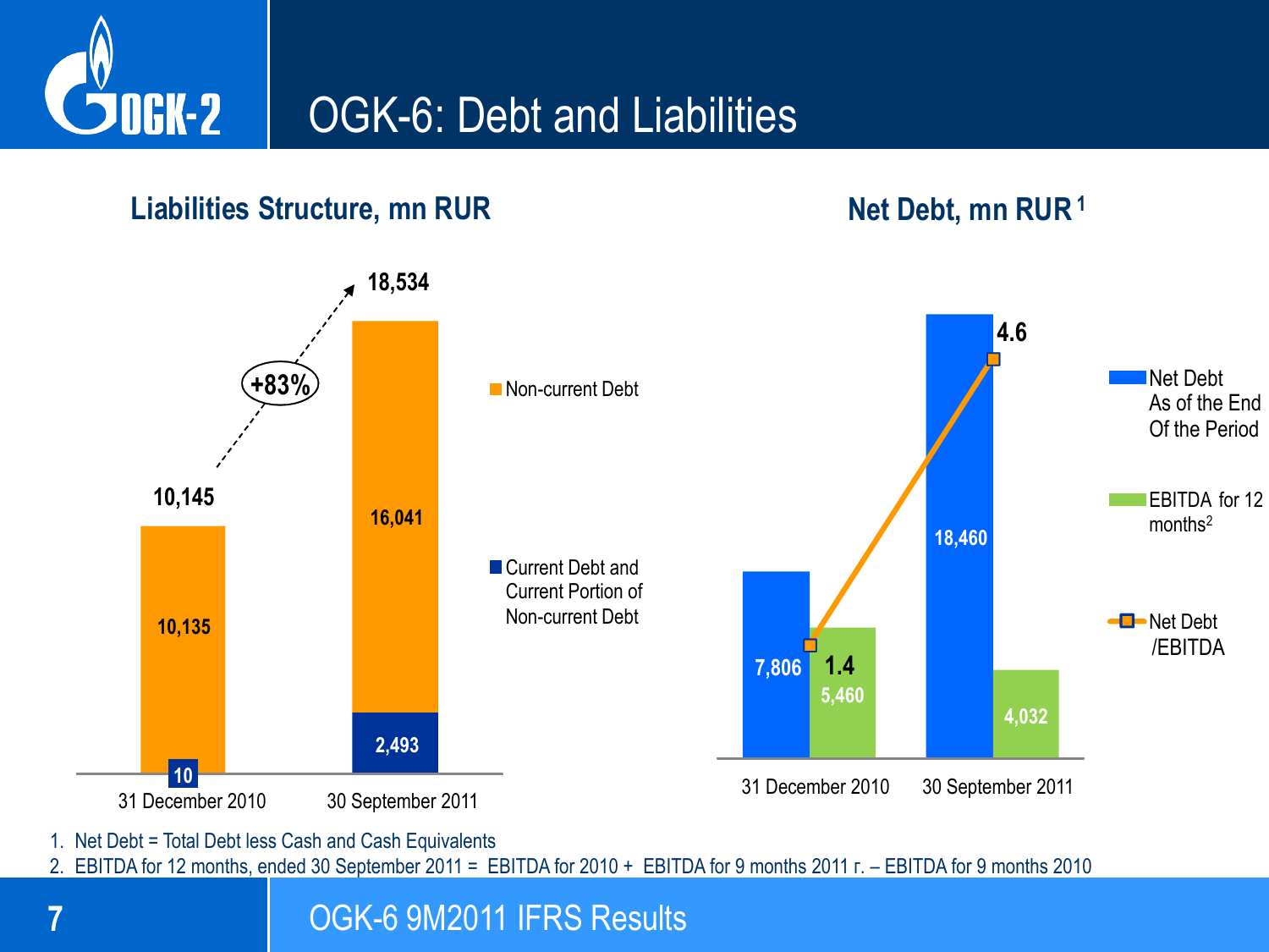# OGK-6: Debt and Liabilities

## Liabilities Structure, mn RUR

| | 31 December 2010 | 30 September 2011 |
|---|---|---|
| Non-current Debt | 10,135 | 16,041 |
| Current Debt and Current Portion of Non-current Debt | 10 | 2,493 |
| Total | 10,145 | 18,534 |

+83%

## Net Debt, mn RUR[1]

| | 31 December 2010 | 30 September 2011 |
|---|---|---|
| Net Debt As of the End Of the Period | 7,806 | 18,460 |
| EBITDA for 12 months[2] | 5,460 | 4,032 |
| Net Debt /EBITDA | 1.4 | 4.6 |

1. Net Debt = Total Debt less Cash and Cash Equivalents
2. EBITDA for 12 months, ended 30 September 2011 = EBITDA for 2010 + EBITDA for 9 months 2011 г. – EBITDA for 9 months 2010

OGK-6 9M2011 IFRS Results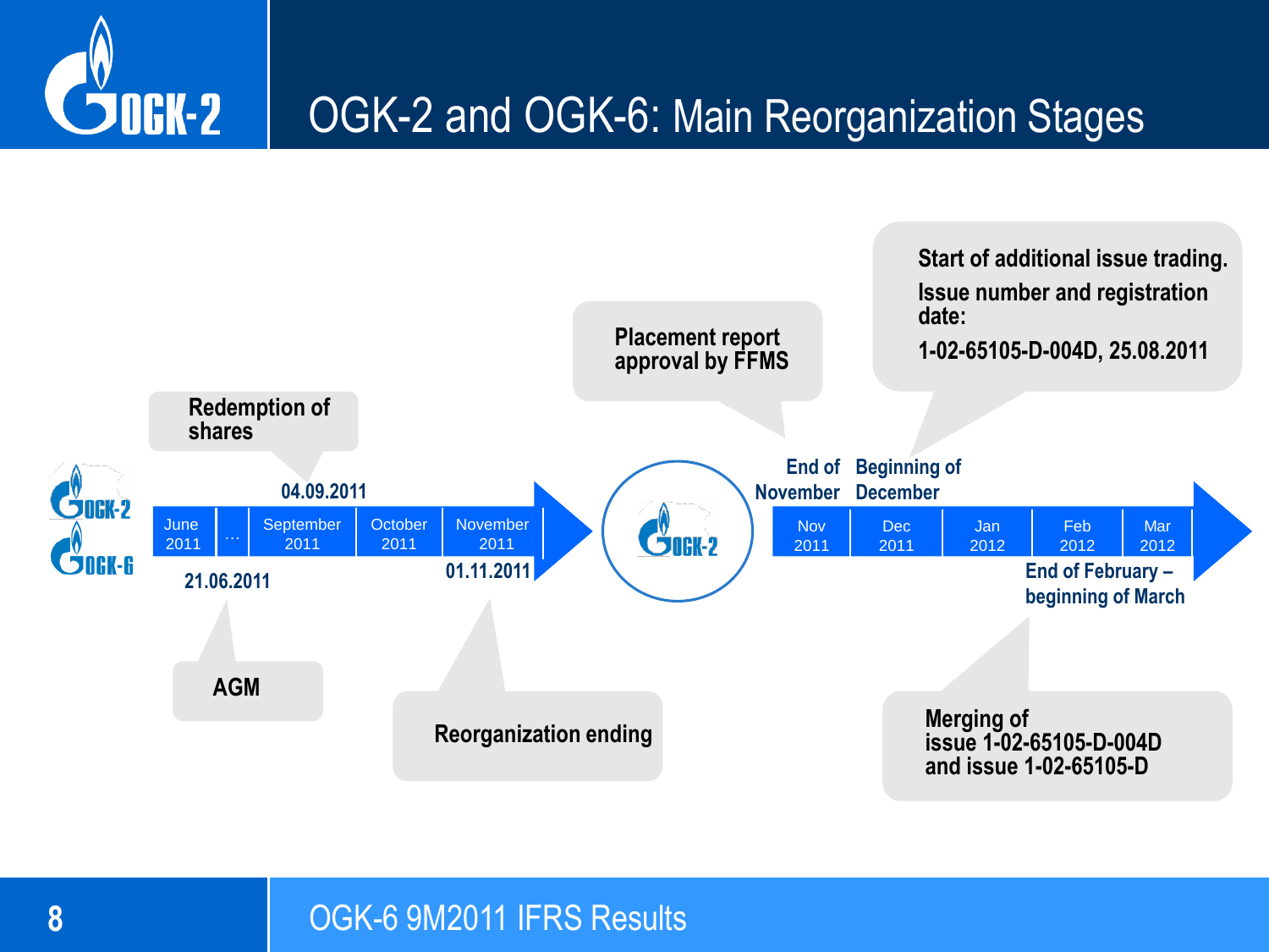# OGK-2 and OGK-6: Main Reorganization Stages

| June 2011 | … | September 2011 | October 2011 | November 2011 |
|---|---|---|---|---|

- **21.06.2011** — AGM
- **04.09.2011** — Redemption of shares
- **01.11.2011** — Reorganization ending

| Nov 2011 | Dec 2011 | Jan 2012 | Feb 2012 | Mar 2012 |
|---|---|---|---|---|

- **End of November** — Placement report approval by FFMS
- **Beginning of December** — Start of additional issue trading. Issue number and registration date: 1-02-65105-D-004D, 25.08.2011
- **End of February – beginning of March** — Merging of issue 1-02-65105-D-004D and issue 1-02-65105-D

OGK-6 9M2011 IFRS Results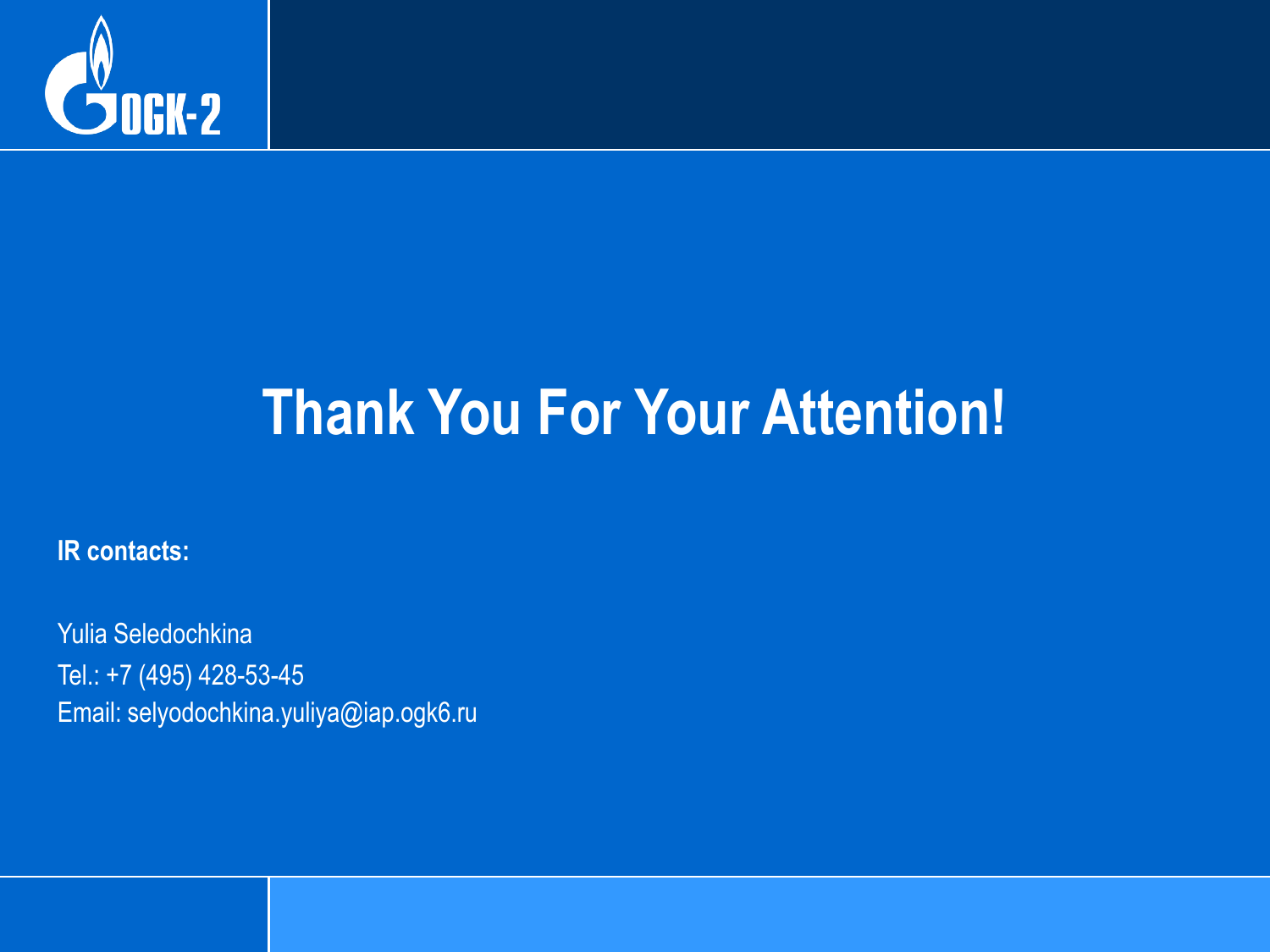# Thank You For Your Attention!

**IR contacts:**

Yulia Seledochkina

Tel.: +7 (495) 428-53-45

Email: selyodochkina.yuliya@iap.ogk6.ru